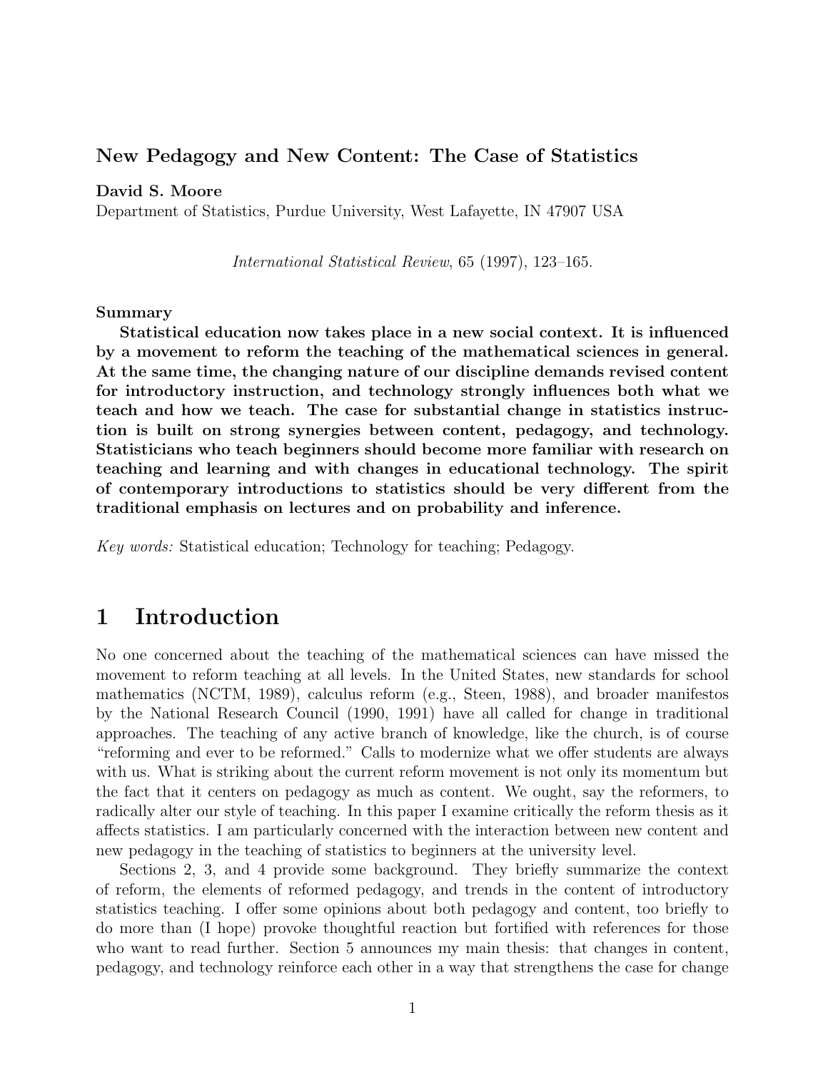**New Pedagogy and New Content: The Case of Statistics**

**David S. Moore**
Department of Statistics, Purdue University, West Lafayette, IN 47907 USA

*International Statistical Review*, 65 (1997), 123–165.

**Summary**

**Statistical education now takes place in a new social context. It is influenced by a movement to reform the teaching of the mathematical sciences in general. At the same time, the changing nature of our discipline demands revised content for introductory instruction, and technology strongly influences both what we teach and how we teach. The case for substantial change in statistics instruction is built on strong synergies between content, pedagogy, and technology. Statisticians who teach beginners should become more familiar with research on teaching and learning and with changes in educational technology. The spirit of contemporary introductions to statistics should be very different from the traditional emphasis on lectures and on probability and inference.**

*Key words:* Statistical education; Technology for teaching; Pedagogy.

# 1 Introduction

No one concerned about the teaching of the mathematical sciences can have missed the movement to reform teaching at all levels. In the United States, new standards for school mathematics (NCTM, 1989), calculus reform (e.g., Steen, 1988), and broader manifestos by the National Research Council (1990, 1991) have all called for change in traditional approaches. The teaching of any active branch of knowledge, like the church, is of course "reforming and ever to be reformed." Calls to modernize what we offer students are always with us. What is striking about the current reform movement is not only its momentum but the fact that it centers on pedagogy as much as content. We ought, say the reformers, to radically alter our style of teaching. In this paper I examine critically the reform thesis as it affects statistics. I am particularly concerned with the interaction between new content and new pedagogy in the teaching of statistics to beginners at the university level.

Sections 2, 3, and 4 provide some background. They briefly summarize the context of reform, the elements of reformed pedagogy, and trends in the content of introductory statistics teaching. I offer some opinions about both pedagogy and content, too briefly to do more than (I hope) provoke thoughtful reaction but fortified with references for those who want to read further. Section 5 announces my main thesis: that changes in content, pedagogy, and technology reinforce each other in a way that strengthens the case for change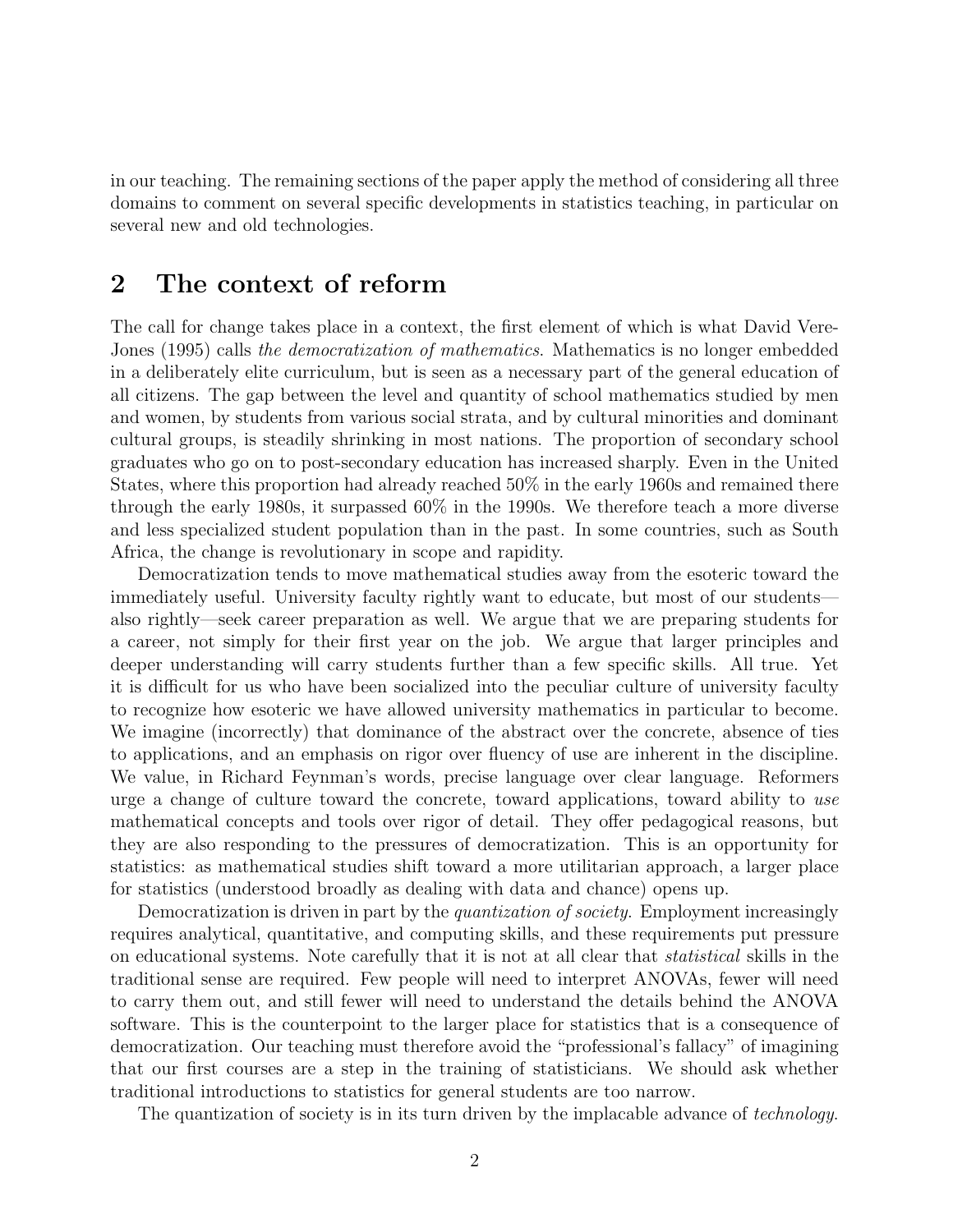in our teaching. The remaining sections of the paper apply the method of considering all three domains to comment on several specific developments in statistics teaching, in particular on several new and old technologies.

## 2 The context of reform

The call for change takes place in a context, the first element of which is what David Vere-Jones (1995) calls *the democratization of mathematics*. Mathematics is no longer embedded in a deliberately elite curriculum, but is seen as a necessary part of the general education of all citizens. The gap between the level and quantity of school mathematics studied by men and women, by students from various social strata, and by cultural minorities and dominant cultural groups, is steadily shrinking in most nations. The proportion of secondary school graduates who go on to post-secondary education has increased sharply. Even in the United States, where this proportion had already reached 50% in the early 1960s and remained there through the early 1980s, it surpassed 60% in the 1990s. We therefore teach a more diverse and less specialized student population than in the past. In some countries, such as South Africa, the change is revolutionary in scope and rapidity.

Democratization tends to move mathematical studies away from the esoteric toward the immediately useful. University faculty rightly want to educate, but most of our students—also rightly—seek career preparation as well. We argue that we are preparing students for a career, not simply for their first year on the job. We argue that larger principles and deeper understanding will carry students further than a few specific skills. All true. Yet it is difficult for us who have been socialized into the peculiar culture of university faculty to recognize how esoteric we have allowed university mathematics in particular to become. We imagine (incorrectly) that dominance of the abstract over the concrete, absence of ties to applications, and an emphasis on rigor over fluency of use are inherent in the discipline. We value, in Richard Feynman's words, precise language over clear language. Reformers urge a change of culture toward the concrete, toward applications, toward ability to *use* mathematical concepts and tools over rigor of detail. They offer pedagogical reasons, but they are also responding to the pressures of democratization. This is an opportunity for statistics: as mathematical studies shift toward a more utilitarian approach, a larger place for statistics (understood broadly as dealing with data and chance) opens up.

Democratization is driven in part by the *quantization of society*. Employment increasingly requires analytical, quantitative, and computing skills, and these requirements put pressure on educational systems. Note carefully that it is not at all clear that *statistical* skills in the traditional sense are required. Few people will need to interpret ANOVAs, fewer will need to carry them out, and still fewer will need to understand the details behind the ANOVA software. This is the counterpoint to the larger place for statistics that is a consequence of democratization. Our teaching must therefore avoid the "professional's fallacy" of imagining that our first courses are a step in the training of statisticians. We should ask whether traditional introductions to statistics for general students are too narrow.

The quantization of society is in its turn driven by the implacable advance of *technology*.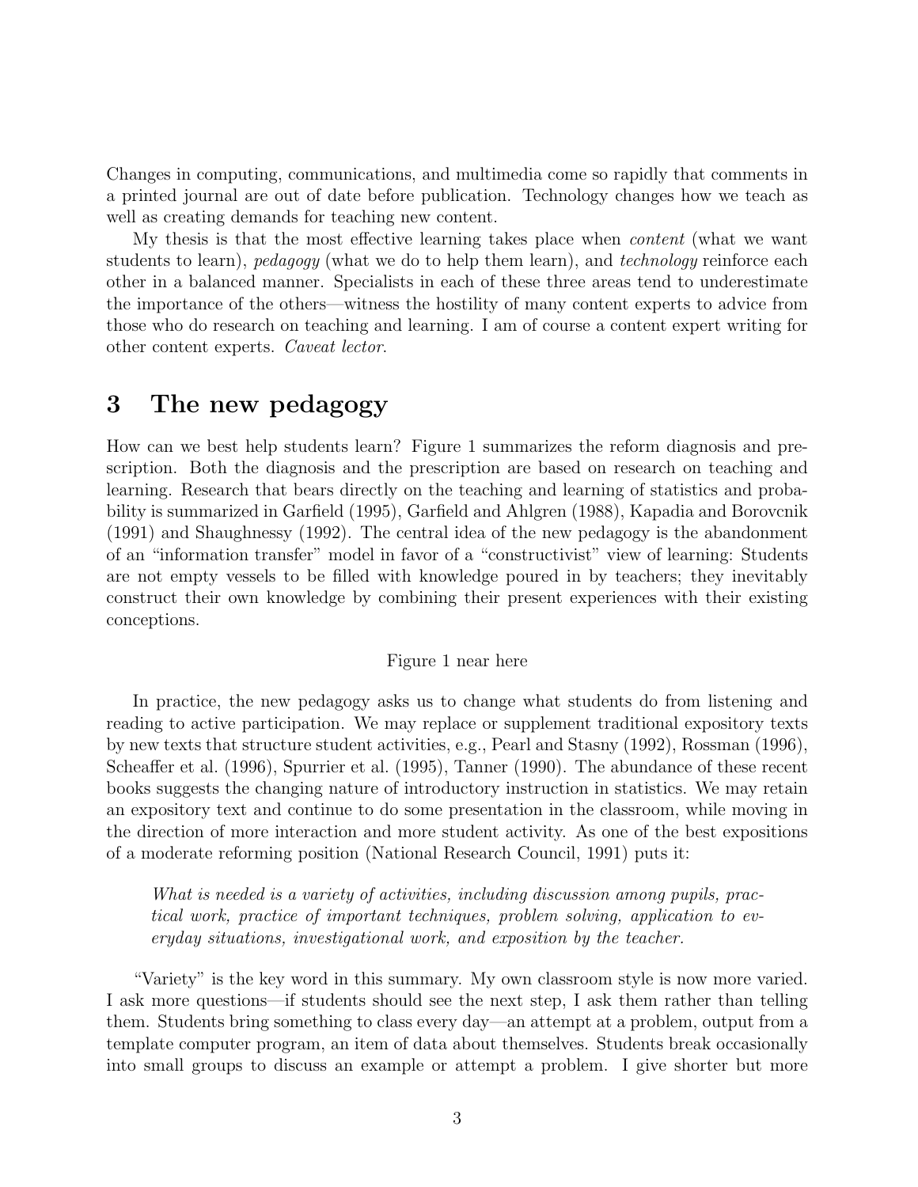Changes in computing, communications, and multimedia come so rapidly that comments in a printed journal are out of date before publication. Technology changes how we teach as well as creating demands for teaching new content.

My thesis is that the most effective learning takes place when *content* (what we want students to learn), *pedagogy* (what we do to help them learn), and *technology* reinforce each other in a balanced manner. Specialists in each of these three areas tend to underestimate the importance of the others—witness the hostility of many content experts to advice from those who do research on teaching and learning. I am of course a content expert writing for other content experts. *Caveat lector.*

## 3 The new pedagogy

How can we best help students learn? Figure 1 summarizes the reform diagnosis and prescription. Both the diagnosis and the prescription are based on research on teaching and learning. Research that bears directly on the teaching and learning of statistics and probability is summarized in Garfield (1995), Garfield and Ahlgren (1988), Kapadia and Borovcnik (1991) and Shaughnessy (1992). The central idea of the new pedagogy is the abandonment of an "information transfer" model in favor of a "constructivist" view of learning: Students are not empty vessels to be filled with knowledge poured in by teachers; they inevitably construct their own knowledge by combining their present experiences with their existing conceptions.

Figure 1 near here

In practice, the new pedagogy asks us to change what students do from listening and reading to active participation. We may replace or supplement traditional expository texts by new texts that structure student activities, e.g., Pearl and Stasny (1992), Rossman (1996), Scheaffer et al. (1996), Spurrier et al. (1995), Tanner (1990). The abundance of these recent books suggests the changing nature of introductory instruction in statistics. We may retain an expository text and continue to do some presentation in the classroom, while moving in the direction of more interaction and more student activity. As one of the best expositions of a moderate reforming position (National Research Council, 1991) puts it:

> *What is needed is a variety of activities, including discussion among pupils, practical work, practice of important techniques, problem solving, application to everyday situations, investigational work, and exposition by the teacher.*

"Variety" is the key word in this summary. My own classroom style is now more varied. I ask more questions—if students should see the next step, I ask them rather than telling them. Students bring something to class every day—an attempt at a problem, output from a template computer program, an item of data about themselves. Students break occasionally into small groups to discuss an example or attempt a problem. I give shorter but more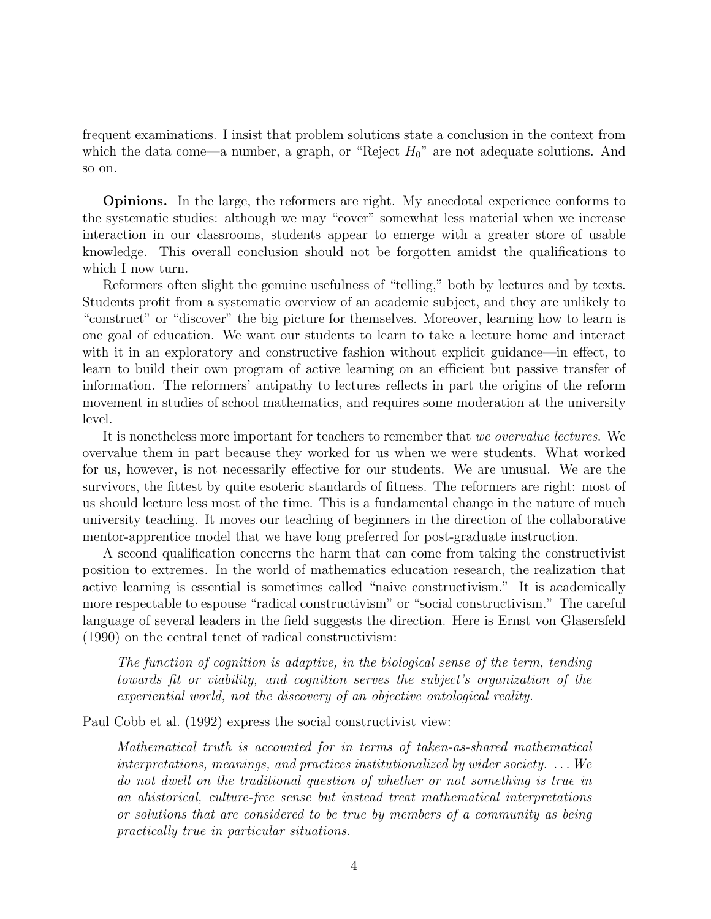frequent examinations. I insist that problem solutions state a conclusion in the context from which the data come—a number, a graph, or "Reject $H_0$" are not adequate solutions. And so on.

**Opinions.** In the large, the reformers are right. My anecdotal experience conforms to the systematic studies: although we may "cover" somewhat less material when we increase interaction in our classrooms, students appear to emerge with a greater store of usable knowledge. This overall conclusion should not be forgotten amidst the qualifications to which I now turn.

Reformers often slight the genuine usefulness of "telling," both by lectures and by texts. Students profit from a systematic overview of an academic subject, and they are unlikely to "construct" or "discover" the big picture for themselves. Moreover, learning how to learn is one goal of education. We want our students to learn to take a lecture home and interact with it in an exploratory and constructive fashion without explicit guidance—in effect, to learn to build their own program of active learning on an efficient but passive transfer of information. The reformers' antipathy to lectures reflects in part the origins of the reform movement in studies of school mathematics, and requires some moderation at the university level.

It is nonetheless more important for teachers to remember that *we overvalue lectures*. We overvalue them in part because they worked for us when we were students. What worked for us, however, is not necessarily effective for our students. We are unusual. We are the survivors, the fittest by quite esoteric standards of fitness. The reformers are right: most of us should lecture less most of the time. This is a fundamental change in the nature of much university teaching. It moves our teaching of beginners in the direction of the collaborative mentor-apprentice model that we have long preferred for post-graduate instruction.

A second qualification concerns the harm that can come from taking the constructivist position to extremes. In the world of mathematics education research, the realization that active learning is essential is sometimes called "naive constructivism." It is academically more respectable to espouse "radical constructivism" or "social constructivism." The careful language of several leaders in the field suggests the direction. Here is Ernst von Glasersfeld (1990) on the central tenet of radical constructivism:

> *The function of cognition is adaptive, in the biological sense of the term, tending towards fit or viability, and cognition serves the subject's organization of the experiential world, not the discovery of an objective ontological reality.*

Paul Cobb et al. (1992) express the social constructivist view:

> *Mathematical truth is accounted for in terms of taken-as-shared mathematical interpretations, meanings, and practices institutionalized by wider society. ... We do not dwell on the traditional question of whether or not something is true in an ahistorical, culture-free sense but instead treat mathematical interpretations or solutions that are considered to be true by members of a community as being practically true in particular situations.*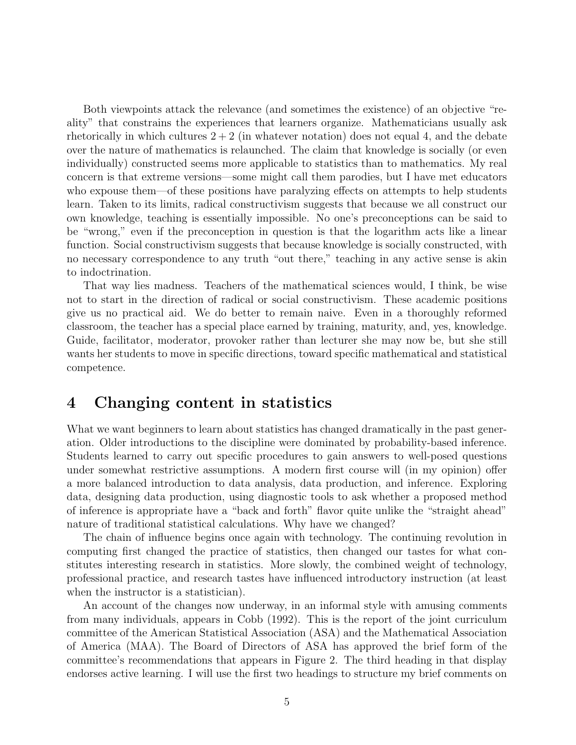Both viewpoints attack the relevance (and sometimes the existence) of an objective "reality" that constrains the experiences that learners organize. Mathematicians usually ask rhetorically in which cultures $2 + 2$ (in whatever notation) does not equal 4, and the debate over the nature of mathematics is relaunched. The claim that knowledge is socially (or even individually) constructed seems more applicable to statistics than to mathematics. My real concern is that extreme versions—some might call them parodies, but I have met educators who expouse them—of these positions have paralyzing effects on attempts to help students learn. Taken to its limits, radical constructivism suggests that because we all construct our own knowledge, teaching is essentially impossible. No one's preconceptions can be said to be "wrong," even if the preconception in question is that the logarithm acts like a linear function. Social constructivism suggests that because knowledge is socially constructed, with no necessary correspondence to any truth "out there," teaching in any active sense is akin to indoctrination.

That way lies madness. Teachers of the mathematical sciences would, I think, be wise not to start in the direction of radical or social constructivism. These academic positions give us no practical aid. We do better to remain naive. Even in a thoroughly reformed classroom, the teacher has a special place earned by training, maturity, and, yes, knowledge. Guide, facilitator, moderator, provoker rather than lecturer she may now be, but she still wants her students to move in specific directions, toward specific mathematical and statistical competence.

## 4 Changing content in statistics

What we want beginners to learn about statistics has changed dramatically in the past generation. Older introductions to the discipline were dominated by probability-based inference. Students learned to carry out specific procedures to gain answers to well-posed questions under somewhat restrictive assumptions. A modern first course will (in my opinion) offer a more balanced introduction to data analysis, data production, and inference. Exploring data, designing data production, using diagnostic tools to ask whether a proposed method of inference is appropriate have a "back and forth" flavor quite unlike the "straight ahead" nature of traditional statistical calculations. Why have we changed?

The chain of influence begins once again with technology. The continuing revolution in computing first changed the practice of statistics, then changed our tastes for what constitutes interesting research in statistics. More slowly, the combined weight of technology, professional practice, and research tastes have influenced introductory instruction (at least when the instructor is a statistician).

An account of the changes now underway, in an informal style with amusing comments from many individuals, appears in Cobb (1992). This is the report of the joint curriculum committee of the American Statistical Association (ASA) and the Mathematical Association of America (MAA). The Board of Directors of ASA has approved the brief form of the committee's recommendations that appears in Figure 2. The third heading in that display endorses active learning. I will use the first two headings to structure my brief comments on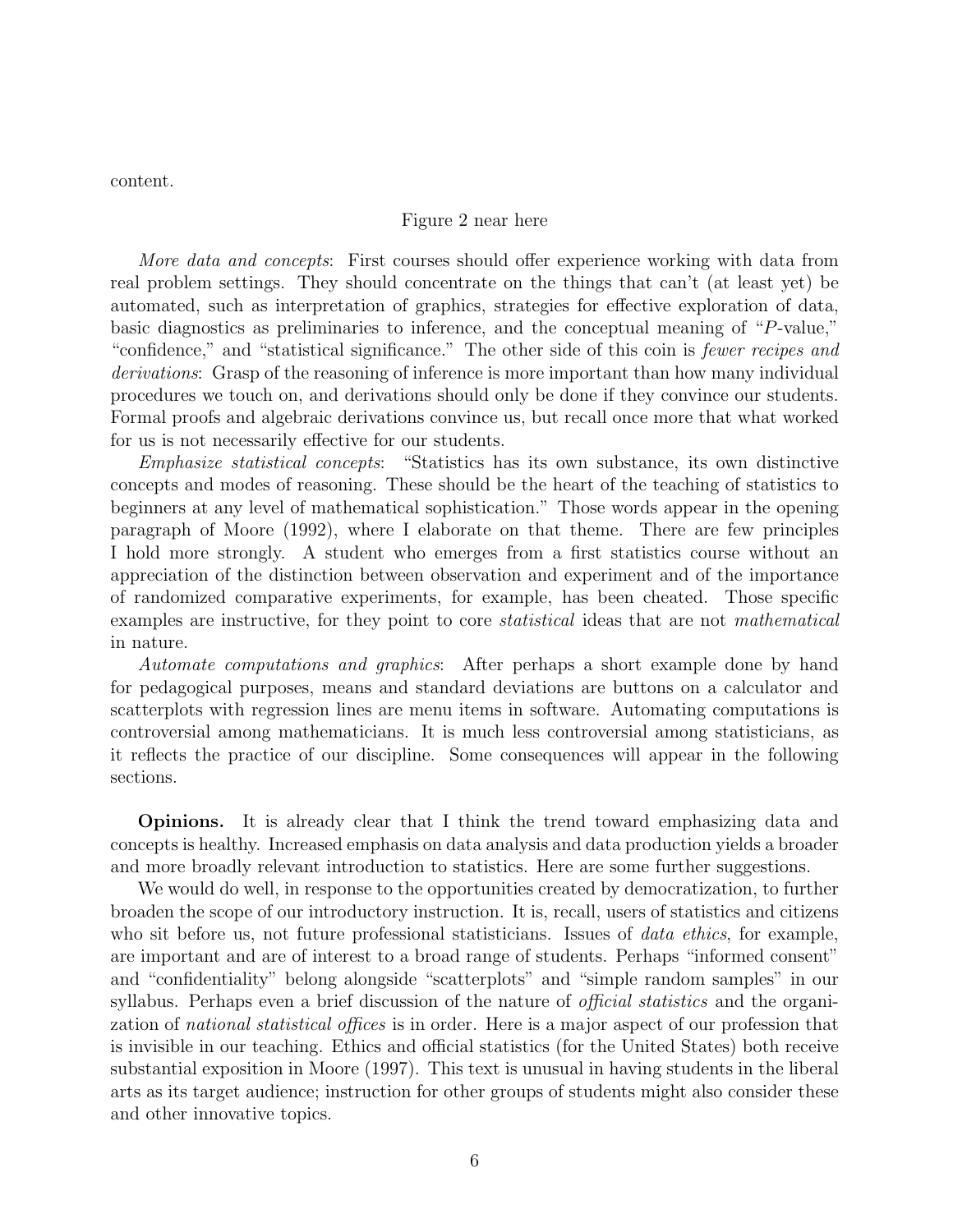content.

Figure 2 near here

*More data and concepts*: First courses should offer experience working with data from real problem settings. They should concentrate on the things that can't (at least yet) be automated, such as interpretation of graphics, strategies for effective exploration of data, basic diagnostics as preliminaries to inference, and the conceptual meaning of "$P$-value," "confidence," and "statistical significance." The other side of this coin is *fewer recipes and derivations*: Grasp of the reasoning of inference is more important than how many individual procedures we touch on, and derivations should only be done if they convince our students. Formal proofs and algebraic derivations convince us, but recall once more that what worked for us is not necessarily effective for our students.

*Emphasize statistical concepts*: "Statistics has its own substance, its own distinctive concepts and modes of reasoning. These should be the heart of the teaching of statistics to beginners at any level of mathematical sophistication." Those words appear in the opening paragraph of Moore (1992), where I elaborate on that theme. There are few principles I hold more strongly. A student who emerges from a first statistics course without an appreciation of the distinction between observation and experiment and of the importance of randomized comparative experiments, for example, has been cheated. Those specific examples are instructive, for they point to core *statistical* ideas that are not *mathematical* in nature.

*Automate computations and graphics*: After perhaps a short example done by hand for pedagogical purposes, means and standard deviations are buttons on a calculator and scatterplots with regression lines are menu items in software. Automating computations is controversial among mathematicians. It is much less controversial among statisticians, as it reflects the practice of our discipline. Some consequences will appear in the following sections.

**Opinions.** It is already clear that I think the trend toward emphasizing data and concepts is healthy. Increased emphasis on data analysis and data production yields a broader and more broadly relevant introduction to statistics. Here are some further suggestions.

We would do well, in response to the opportunities created by democratization, to further broaden the scope of our introductory instruction. It is, recall, users of statistics and citizens who sit before us, not future professional statisticians. Issues of *data ethics*, for example, are important and are of interest to a broad range of students. Perhaps "informed consent" and "confidentiality" belong alongside "scatterplots" and "simple random samples" in our syllabus. Perhaps even a brief discussion of the nature of *official statistics* and the organization of *national statistical offices* is in order. Here is a major aspect of our profession that is invisible in our teaching. Ethics and official statistics (for the United States) both receive substantial exposition in Moore (1997). This text is unusual in having students in the liberal arts as its target audience; instruction for other groups of students might also consider these and other innovative topics.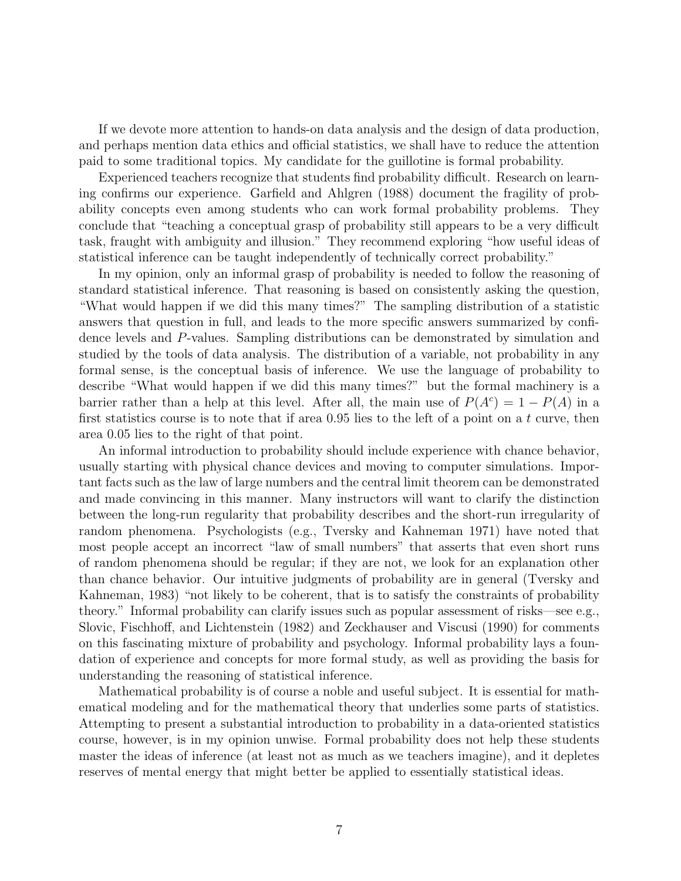If we devote more attention to hands-on data analysis and the design of data production, and perhaps mention data ethics and official statistics, we shall have to reduce the attention paid to some traditional topics. My candidate for the guillotine is formal probability.

Experienced teachers recognize that students find probability difficult. Research on learning confirms our experience. Garfield and Ahlgren (1988) document the fragility of probability concepts even among students who can work formal probability problems. They conclude that "teaching a conceptual grasp of probability still appears to be a very difficult task, fraught with ambiguity and illusion." They recommend exploring "how useful ideas of statistical inference can be taught independently of technically correct probability."

In my opinion, only an informal grasp of probability is needed to follow the reasoning of standard statistical inference. That reasoning is based on consistently asking the question, "What would happen if we did this many times?" The sampling distribution of a statistic answers that question in full, and leads to the more specific answers summarized by confidence levels and $P$-values. Sampling distributions can be demonstrated by simulation and studied by the tools of data analysis. The distribution of a variable, not probability in any formal sense, is the conceptual basis of inference. We use the language of probability to describe "What would happen if we did this many times?" but the formal machinery is a barrier rather than a help at this level. After all, the main use of $P(A^c) = 1 - P(A)$ in a first statistics course is to note that if area 0.95 lies to the left of a point on a $t$ curve, then area 0.05 lies to the right of that point.

An informal introduction to probability should include experience with chance behavior, usually starting with physical chance devices and moving to computer simulations. Important facts such as the law of large numbers and the central limit theorem can be demonstrated and made convincing in this manner. Many instructors will want to clarify the distinction between the long-run regularity that probability describes and the short-run irregularity of random phenomena. Psychologists (e.g., Tversky and Kahneman 1971) have noted that most people accept an incorrect "law of small numbers" that asserts that even short runs of random phenomena should be regular; if they are not, we look for an explanation other than chance behavior. Our intuitive judgments of probability are in general (Tversky and Kahneman, 1983) "not likely to be coherent, that is to satisfy the constraints of probability theory." Informal probability can clarify issues such as popular assessment of risks—see e.g., Slovic, Fischhoff, and Lichtenstein (1982) and Zeckhauser and Viscusi (1990) for comments on this fascinating mixture of probability and psychology. Informal probability lays a foundation of experience and concepts for more formal study, as well as providing the basis for understanding the reasoning of statistical inference.

Mathematical probability is of course a noble and useful subject. It is essential for mathematical modeling and for the mathematical theory that underlies some parts of statistics. Attempting to present a substantial introduction to probability in a data-oriented statistics course, however, is in my opinion unwise. Formal probability does not help these students master the ideas of inference (at least not as much as we teachers imagine), and it depletes reserves of mental energy that might better be applied to essentially statistical ideas.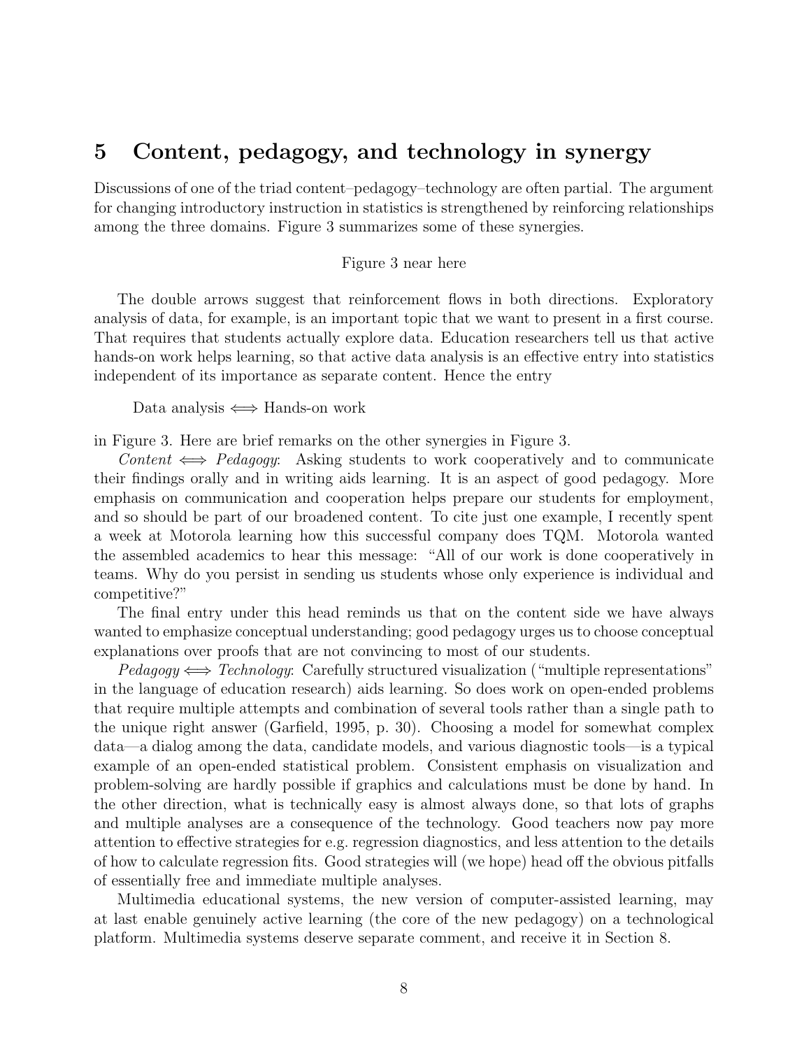## 5 Content, pedagogy, and technology in synergy

Discussions of one of the triad content–pedagogy–technology are often partial. The argument for changing introductory instruction in statistics is strengthened by reinforcing relationships among the three domains. Figure 3 summarizes some of these synergies.

Figure 3 near here

The double arrows suggest that reinforcement flows in both directions. Exploratory analysis of data, for example, is an important topic that we want to present in a first course. That requires that students actually explore data. Education researchers tell us that active hands-on work helps learning, so that active data analysis is an effective entry into statistics independent of its importance as separate content. Hence the entry

Data analysis $\Longleftrightarrow$ Hands-on work

in Figure 3. Here are brief remarks on the other synergies in Figure 3.

*Content* $\Longleftrightarrow$ *Pedagogy*: Asking students to work cooperatively and to communicate their findings orally and in writing aids learning. It is an aspect of good pedagogy. More emphasis on communication and cooperation helps prepare our students for employment, and so should be part of our broadened content. To cite just one example, I recently spent a week at Motorola learning how this successful company does TQM. Motorola wanted the assembled academics to hear this message: "All of our work is done cooperatively in teams. Why do you persist in sending us students whose only experience is individual and competitive?"

The final entry under this head reminds us that on the content side we have always wanted to emphasize conceptual understanding; good pedagogy urges us to choose conceptual explanations over proofs that are not convincing to most of our students.

*Pedagogy* $\Longleftrightarrow$ *Technology*: Carefully structured visualization ("multiple representations" in the language of education research) aids learning. So does work on open-ended problems that require multiple attempts and combination of several tools rather than a single path to the unique right answer (Garfield, 1995, p. 30). Choosing a model for somewhat complex data—a dialog among the data, candidate models, and various diagnostic tools—is a typical example of an open-ended statistical problem. Consistent emphasis on visualization and problem-solving are hardly possible if graphics and calculations must be done by hand. In the other direction, what is technically easy is almost always done, so that lots of graphs and multiple analyses are a consequence of the technology. Good teachers now pay more attention to effective strategies for e.g. regression diagnostics, and less attention to the details of how to calculate regression fits. Good strategies will (we hope) head off the obvious pitfalls of essentially free and immediate multiple analyses.

Multimedia educational systems, the new version of computer-assisted learning, may at last enable genuinely active learning (the core of the new pedagogy) on a technological platform. Multimedia systems deserve separate comment, and receive it in Section 8.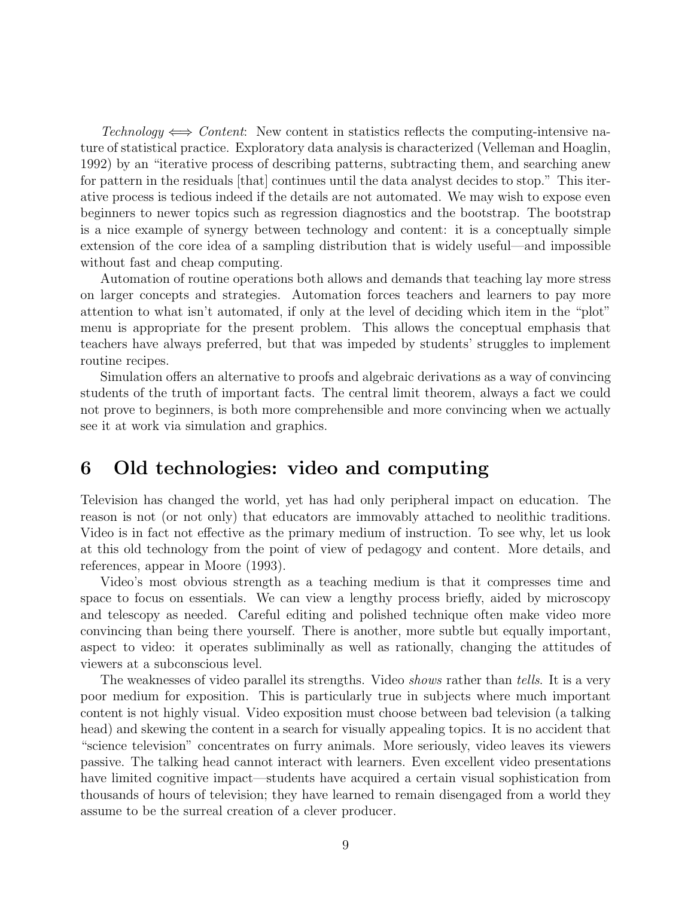*Technology* $\Longleftrightarrow$ *Content*: New content in statistics reflects the computing-intensive nature of statistical practice. Exploratory data analysis is characterized (Velleman and Hoaglin, 1992) by an "iterative process of describing patterns, subtracting them, and searching anew for pattern in the residuals [that] continues until the data analyst decides to stop." This iterative process is tedious indeed if the details are not automated. We may wish to expose even beginners to newer topics such as regression diagnostics and the bootstrap. The bootstrap is a nice example of synergy between technology and content: it is a conceptually simple extension of the core idea of a sampling distribution that is widely useful—and impossible without fast and cheap computing.

Automation of routine operations both allows and demands that teaching lay more stress on larger concepts and strategies. Automation forces teachers and learners to pay more attention to what isn't automated, if only at the level of deciding which item in the "plot" menu is appropriate for the present problem. This allows the conceptual emphasis that teachers have always preferred, but that was impeded by students' struggles to implement routine recipes.

Simulation offers an alternative to proofs and algebraic derivations as a way of convincing students of the truth of important facts. The central limit theorem, always a fact we could not prove to beginners, is both more comprehensible and more convincing when we actually see it at work via simulation and graphics.

## 6 Old technologies: video and computing

Television has changed the world, yet has had only peripheral impact on education. The reason is not (or not only) that educators are immovably attached to neolithic traditions. Video is in fact not effective as the primary medium of instruction. To see why, let us look at this old technology from the point of view of pedagogy and content. More details, and references, appear in Moore (1993).

Video's most obvious strength as a teaching medium is that it compresses time and space to focus on essentials. We can view a lengthy process briefly, aided by microscopy and telescopy as needed. Careful editing and polished technique often make video more convincing than being there yourself. There is another, more subtle but equally important, aspect to video: it operates subliminally as well as rationally, changing the attitudes of viewers at a subconscious level.

The weaknesses of video parallel its strengths. Video *shows* rather than *tells*. It is a very poor medium for exposition. This is particularly true in subjects where much important content is not highly visual. Video exposition must choose between bad television (a talking head) and skewing the content in a search for visually appealing topics. It is no accident that "science television" concentrates on furry animals. More seriously, video leaves its viewers passive. The talking head cannot interact with learners. Even excellent video presentations have limited cognitive impact—students have acquired a certain visual sophistication from thousands of hours of television; they have learned to remain disengaged from a world they assume to be the surreal creation of a clever producer.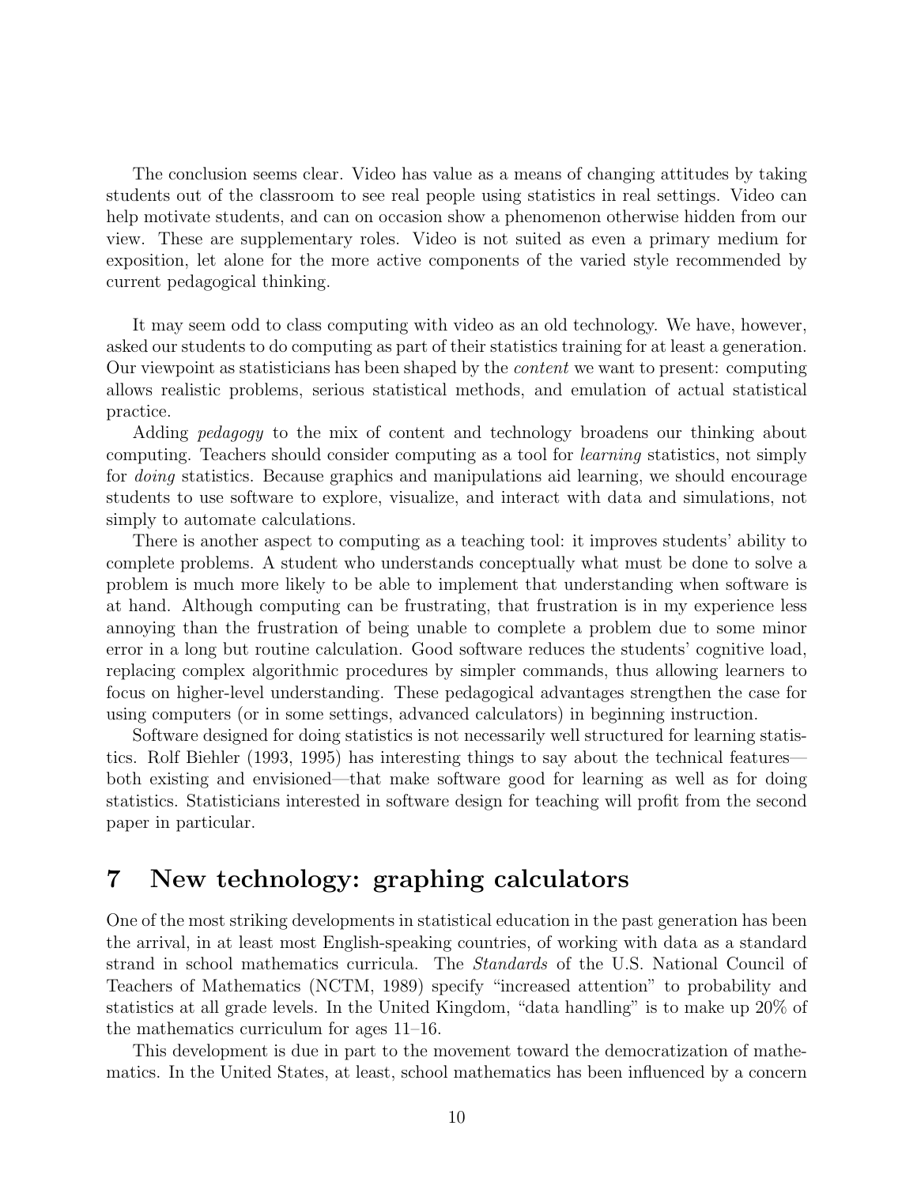The conclusion seems clear. Video has value as a means of changing attitudes by taking students out of the classroom to see real people using statistics in real settings. Video can help motivate students, and can on occasion show a phenomenon otherwise hidden from our view. These are supplementary roles. Video is not suited as even a primary medium for exposition, let alone for the more active components of the varied style recommended by current pedagogical thinking.

It may seem odd to class computing with video as an old technology. We have, however, asked our students to do computing as part of their statistics training for at least a generation. Our viewpoint as statisticians has been shaped by the *content* we want to present: computing allows realistic problems, serious statistical methods, and emulation of actual statistical practice.

Adding *pedagogy* to the mix of content and technology broadens our thinking about computing. Teachers should consider computing as a tool for *learning* statistics, not simply for *doing* statistics. Because graphics and manipulations aid learning, we should encourage students to use software to explore, visualize, and interact with data and simulations, not simply to automate calculations.

There is another aspect to computing as a teaching tool: it improves students' ability to complete problems. A student who understands conceptually what must be done to solve a problem is much more likely to be able to implement that understanding when software is at hand. Although computing can be frustrating, that frustration is in my experience less annoying than the frustration of being unable to complete a problem due to some minor error in a long but routine calculation. Good software reduces the students' cognitive load, replacing complex algorithmic procedures by simpler commands, thus allowing learners to focus on higher-level understanding. These pedagogical advantages strengthen the case for using computers (or in some settings, advanced calculators) in beginning instruction.

Software designed for doing statistics is not necessarily well structured for learning statistics. Rolf Biehler (1993, 1995) has interesting things to say about the technical features—both existing and envisioned—that make software good for learning as well as for doing statistics. Statisticians interested in software design for teaching will profit from the second paper in particular.

## 7 New technology: graphing calculators

One of the most striking developments in statistical education in the past generation has been the arrival, in at least most English-speaking countries, of working with data as a standard strand in school mathematics curricula. The *Standards* of the U.S. National Council of Teachers of Mathematics (NCTM, 1989) specify "increased attention" to probability and statistics at all grade levels. In the United Kingdom, "data handling" is to make up 20% of the mathematics curriculum for ages 11–16.

This development is due in part to the movement toward the democratization of mathematics. In the United States, at least, school mathematics has been influenced by a concern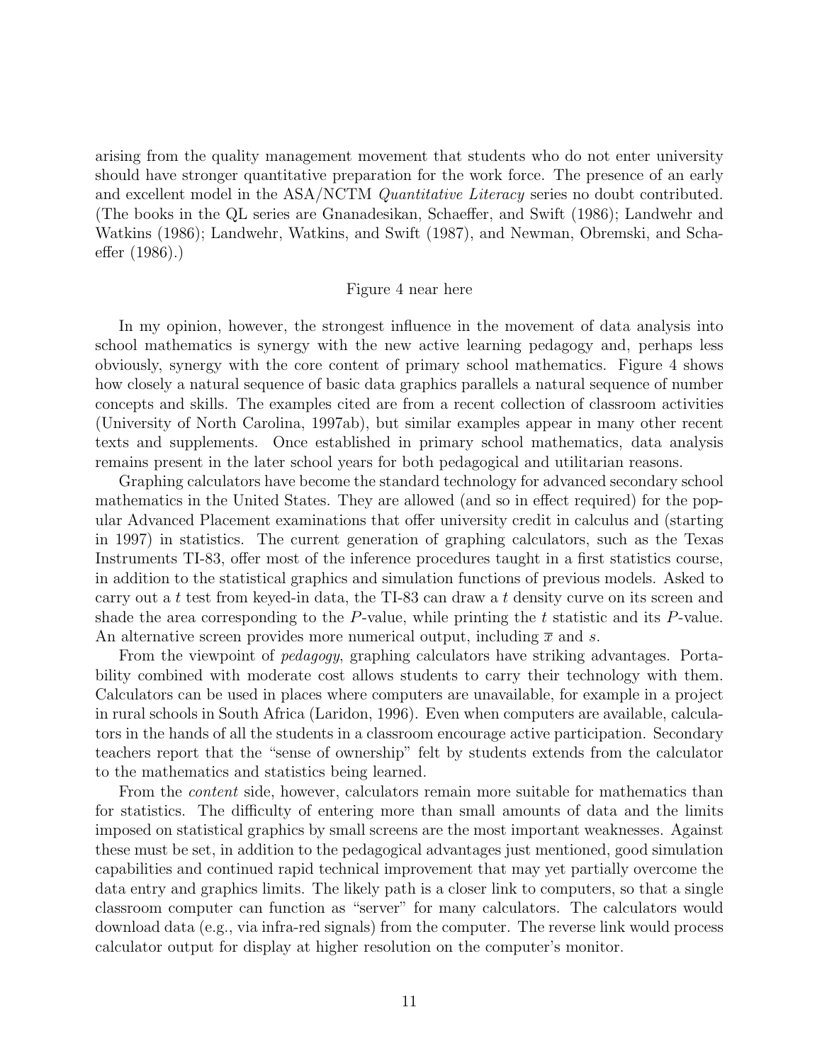arising from the quality management movement that students who do not enter university should have stronger quantitative preparation for the work force. The presence of an early and excellent model in the ASA/NCTM *Quantitative Literacy* series no doubt contributed. (The books in the QL series are Gnanadesikan, Schaeffer, and Swift (1986); Landwehr and Watkins (1986); Landwehr, Watkins, and Swift (1987), and Newman, Obremski, and Schaeffer (1986).)

Figure 4 near here

In my opinion, however, the strongest influence in the movement of data analysis into school mathematics is synergy with the new active learning pedagogy and, perhaps less obviously, synergy with the core content of primary school mathematics. Figure 4 shows how closely a natural sequence of basic data graphics parallels a natural sequence of number concepts and skills. The examples cited are from a recent collection of classroom activities (University of North Carolina, 1997ab), but similar examples appear in many other recent texts and supplements. Once established in primary school mathematics, data analysis remains present in the later school years for both pedagogical and utilitarian reasons.

Graphing calculators have become the standard technology for advanced secondary school mathematics in the United States. They are allowed (and so in effect required) for the popular Advanced Placement examinations that offer university credit in calculus and (starting in 1997) in statistics. The current generation of graphing calculators, such as the Texas Instruments TI-83, offer most of the inference procedures taught in a first statistics course, in addition to the statistical graphics and simulation functions of previous models. Asked to carry out a $t$ test from keyed-in data, the TI-83 can draw a $t$ density curve on its screen and shade the area corresponding to the $P$-value, while printing the $t$ statistic and its $P$-value. An alternative screen provides more numerical output, including $\overline{x}$ and $s$.

From the viewpoint of *pedagogy*, graphing calculators have striking advantages. Portability combined with moderate cost allows students to carry their technology with them. Calculators can be used in places where computers are unavailable, for example in a project in rural schools in South Africa (Laridon, 1996). Even when computers are available, calculators in the hands of all the students in a classroom encourage active participation. Secondary teachers report that the "sense of ownership" felt by students extends from the calculator to the mathematics and statistics being learned.

From the *content* side, however, calculators remain more suitable for mathematics than for statistics. The difficulty of entering more than small amounts of data and the limits imposed on statistical graphics by small screens are the most important weaknesses. Against these must be set, in addition to the pedagogical advantages just mentioned, good simulation capabilities and continued rapid technical improvement that may yet partially overcome the data entry and graphics limits. The likely path is a closer link to computers, so that a single classroom computer can function as "server" for many calculators. The calculators would download data (e.g., via infra-red signals) from the computer. The reverse link would process calculator output for display at higher resolution on the computer's monitor.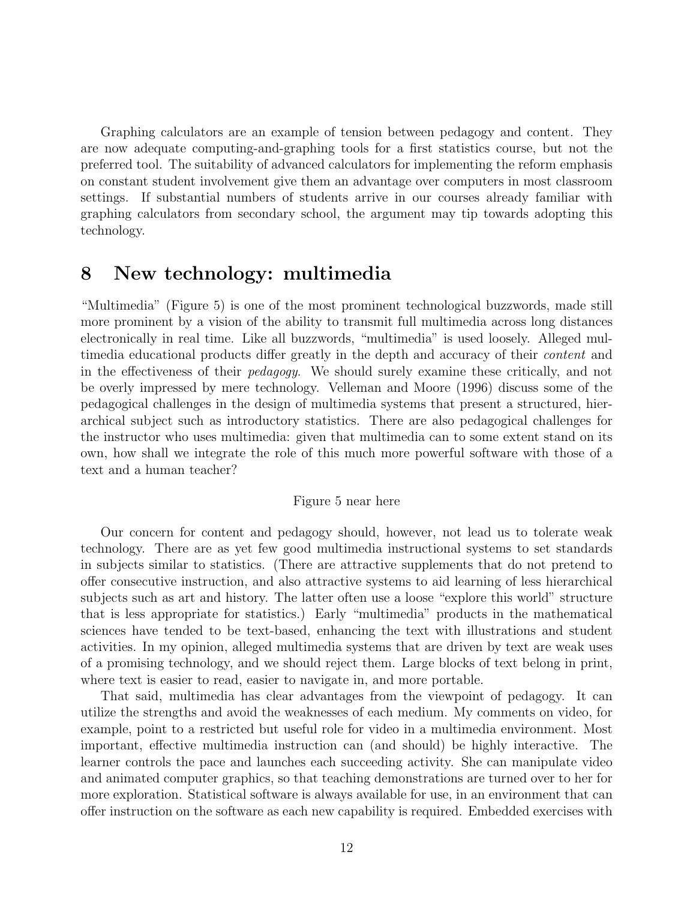Graphing calculators are an example of tension between pedagogy and content. They are now adequate computing-and-graphing tools for a first statistics course, but not the preferred tool. The suitability of advanced calculators for implementing the reform emphasis on constant student involvement give them an advantage over computers in most classroom settings. If substantial numbers of students arrive in our courses already familiar with graphing calculators from secondary school, the argument may tip towards adopting this technology.

# 8 New technology: multimedia

"Multimedia" (Figure 5) is one of the most prominent technological buzzwords, made still more prominent by a vision of the ability to transmit full multimedia across long distances electronically in real time. Like all buzzwords, "multimedia" is used loosely. Alleged multimedia educational products differ greatly in the depth and accuracy of their *content* and in the effectiveness of their *pedagogy*. We should surely examine these critically, and not be overly impressed by mere technology. Velleman and Moore (1996) discuss some of the pedagogical challenges in the design of multimedia systems that present a structured, hierarchical subject such as introductory statistics. There are also pedagogical challenges for the instructor who uses multimedia: given that multimedia can to some extent stand on its own, how shall we integrate the role of this much more powerful software with those of a text and a human teacher?

Figure 5 near here

Our concern for content and pedagogy should, however, not lead us to tolerate weak technology. There are as yet few good multimedia instructional systems to set standards in subjects similar to statistics. (There are attractive supplements that do not pretend to offer consecutive instruction, and also attractive systems to aid learning of less hierarchical subjects such as art and history. The latter often use a loose "explore this world" structure that is less appropriate for statistics.) Early "multimedia" products in the mathematical sciences have tended to be text-based, enhancing the text with illustrations and student activities. In my opinion, alleged multimedia systems that are driven by text are weak uses of a promising technology, and we should reject them. Large blocks of text belong in print, where text is easier to read, easier to navigate in, and more portable.

That said, multimedia has clear advantages from the viewpoint of pedagogy. It can utilize the strengths and avoid the weaknesses of each medium. My comments on video, for example, point to a restricted but useful role for video in a multimedia environment. Most important, effective multimedia instruction can (and should) be highly interactive. The learner controls the pace and launches each succeeding activity. She can manipulate video and animated computer graphics, so that teaching demonstrations are turned over to her for more exploration. Statistical software is always available for use, in an environment that can offer instruction on the software as each new capability is required. Embedded exercises with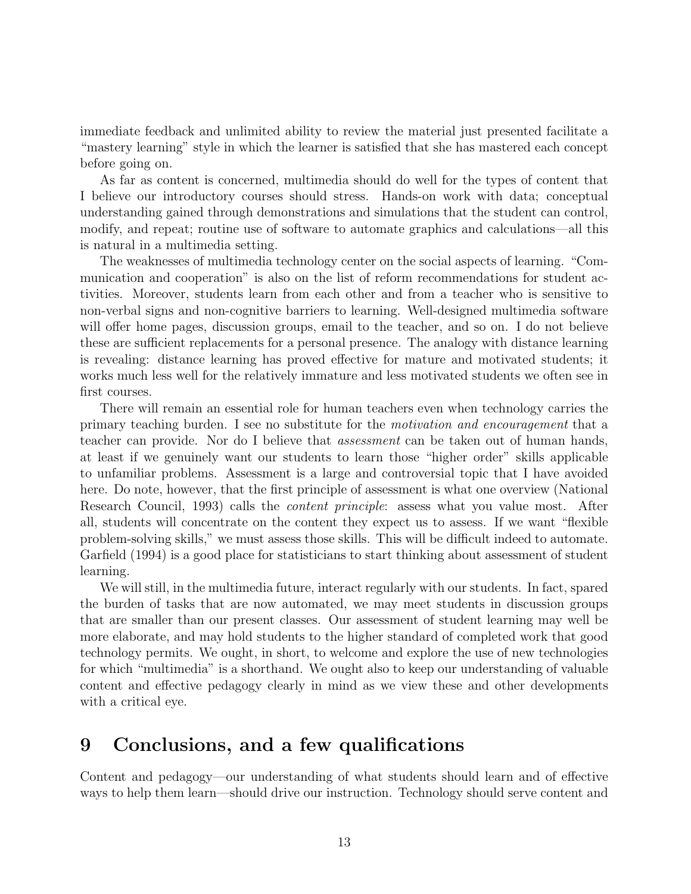immediate feedback and unlimited ability to review the material just presented facilitate a "mastery learning" style in which the learner is satisfied that she has mastered each concept before going on.

As far as content is concerned, multimedia should do well for the types of content that I believe our introductory courses should stress. Hands-on work with data; conceptual understanding gained through demonstrations and simulations that the student can control, modify, and repeat; routine use of software to automate graphics and calculations—all this is natural in a multimedia setting.

The weaknesses of multimedia technology center on the social aspects of learning. "Communication and cooperation" is also on the list of reform recommendations for student activities. Moreover, students learn from each other and from a teacher who is sensitive to non-verbal signs and non-cognitive barriers to learning. Well-designed multimedia software will offer home pages, discussion groups, email to the teacher, and so on. I do not believe these are sufficient replacements for a personal presence. The analogy with distance learning is revealing: distance learning has proved effective for mature and motivated students; it works much less well for the relatively immature and less motivated students we often see in first courses.

There will remain an essential role for human teachers even when technology carries the primary teaching burden. I see no substitute for the *motivation and encouragement* that a teacher can provide. Nor do I believe that *assessment* can be taken out of human hands, at least if we genuinely want our students to learn those "higher order" skills applicable to unfamiliar problems. Assessment is a large and controversial topic that I have avoided here. Do note, however, that the first principle of assessment is what one overview (National Research Council, 1993) calls the *content principle*: assess what you value most. After all, students will concentrate on the content they expect us to assess. If we want "flexible problem-solving skills," we must assess those skills. This will be difficult indeed to automate. Garfield (1994) is a good place for statisticians to start thinking about assessment of student learning.

We will still, in the multimedia future, interact regularly with our students. In fact, spared the burden of tasks that are now automated, we may meet students in discussion groups that are smaller than our present classes. Our assessment of student learning may well be more elaborate, and may hold students to the higher standard of completed work that good technology permits. We ought, in short, to welcome and explore the use of new technologies for which "multimedia" is a shorthand. We ought also to keep our understanding of valuable content and effective pedagogy clearly in mind as we view these and other developments with a critical eye.

## 9 Conclusions, and a few qualifications

Content and pedagogy—our understanding of what students should learn and of effective ways to help them learn—should drive our instruction. Technology should serve content and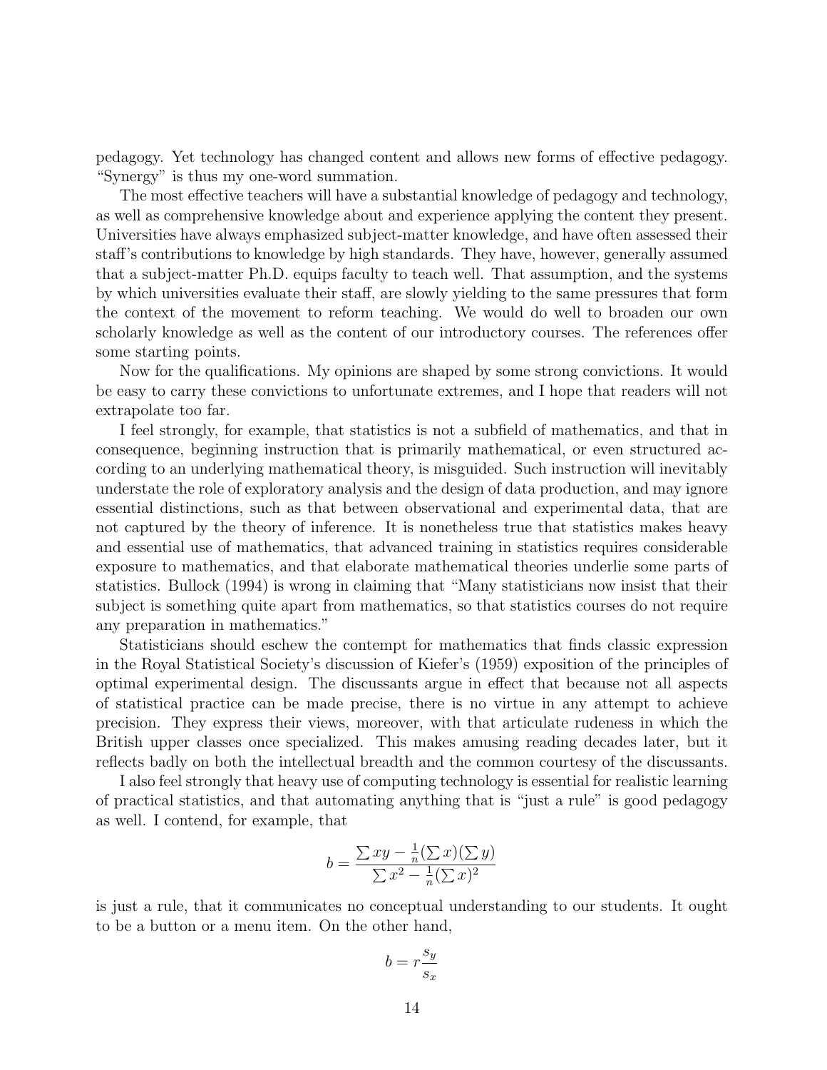pedagogy. Yet technology has changed content and allows new forms of effective pedagogy. "Synergy" is thus my one-word summation.

The most effective teachers will have a substantial knowledge of pedagogy and technology, as well as comprehensive knowledge about and experience applying the content they present. Universities have always emphasized subject-matter knowledge, and have often assessed their staff's contributions to knowledge by high standards. They have, however, generally assumed that a subject-matter Ph.D. equips faculty to teach well. That assumption, and the systems by which universities evaluate their staff, are slowly yielding to the same pressures that form the context of the movement to reform teaching. We would do well to broaden our own scholarly knowledge as well as the content of our introductory courses. The references offer some starting points.

Now for the qualifications. My opinions are shaped by some strong convictions. It would be easy to carry these convictions to unfortunate extremes, and I hope that readers will not extrapolate too far.

I feel strongly, for example, that statistics is not a subfield of mathematics, and that in consequence, beginning instruction that is primarily mathematical, or even structured according to an underlying mathematical theory, is misguided. Such instruction will inevitably understate the role of exploratory analysis and the design of data production, and may ignore essential distinctions, such as that between observational and experimental data, that are not captured by the theory of inference. It is nonetheless true that statistics makes heavy and essential use of mathematics, that advanced training in statistics requires considerable exposure to mathematics, and that elaborate mathematical theories underlie some parts of statistics. Bullock (1994) is wrong in claiming that "Many statisticians now insist that their subject is something quite apart from mathematics, so that statistics courses do not require any preparation in mathematics."

Statisticians should eschew the contempt for mathematics that finds classic expression in the Royal Statistical Society's discussion of Kiefer's (1959) exposition of the principles of optimal experimental design. The discussants argue in effect that because not all aspects of statistical practice can be made precise, there is no virtue in any attempt to achieve precision. They express their views, moreover, with that articulate rudeness in which the British upper classes once specialized. This makes amusing reading decades later, but it reflects badly on both the intellectual breadth and the common courtesy of the discussants.

I also feel strongly that heavy use of computing technology is essential for realistic learning of practical statistics, and that automating anything that is "just a rule" is good pedagogy as well. I contend, for example, that

$$b = \frac{\sum xy - \frac{1}{n}(\sum x)(\sum y)}{\sum x^2 - \frac{1}{n}(\sum x)^2}$$

is just a rule, that it communicates no conceptual understanding to our students. It ought to be a button or a menu item. On the other hand,

$$b = r\frac{s_y}{s_x}$$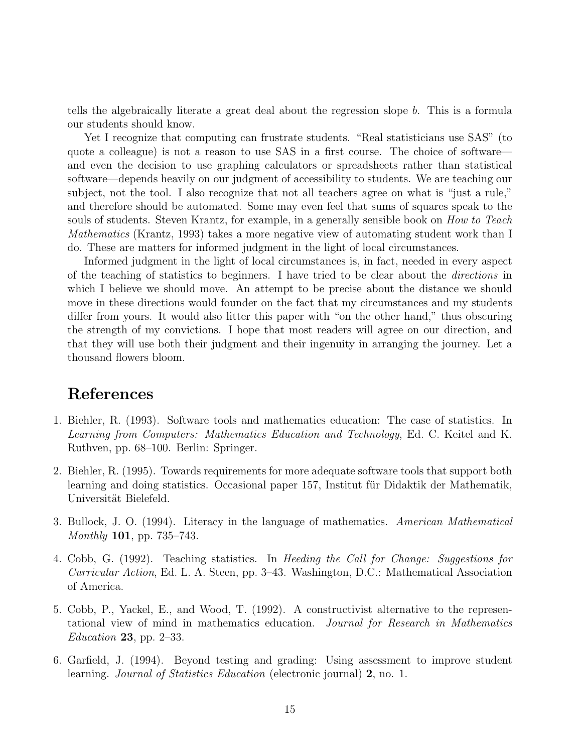tells the algebraically literate a great deal about the regression slope $b$. This is a formula our students should know.

Yet I recognize that computing can frustrate students. "Real statisticians use SAS" (to quote a colleague) is not a reason to use SAS in a first course. The choice of software—and even the decision to use graphing calculators or spreadsheets rather than statistical software—depends heavily on our judgment of accessibility to students. We are teaching our subject, not the tool. I also recognize that not all teachers agree on what is "just a rule," and therefore should be automated. Some may even feel that sums of squares speak to the souls of students. Steven Krantz, for example, in a generally sensible book on *How to Teach Mathematics* (Krantz, 1993) takes a more negative view of automating student work than I do. These are matters for informed judgment in the light of local circumstances.

Informed judgment in the light of local circumstances is, in fact, needed in every aspect of the teaching of statistics to beginners. I have tried to be clear about the *directions* in which I believe we should move. An attempt to be precise about the distance we should move in these directions would founder on the fact that my circumstances and my students differ from yours. It would also litter this paper with "on the other hand," thus obscuring the strength of my convictions. I hope that most readers will agree on our direction, and that they will use both their judgment and their ingenuity in arranging the journey. Let a thousand flowers bloom.

# References

1. Biehler, R. (1993). Software tools and mathematics education: The case of statistics. In *Learning from Computers: Mathematics Education and Technology*, Ed. C. Keitel and K. Ruthven, pp. 68–100. Berlin: Springer.

2. Biehler, R. (1995). Towards requirements for more adequate software tools that support both learning and doing statistics. Occasional paper 157, Institut für Didaktik der Mathematik, Universität Bielefeld.

3. Bullock, J. O. (1994). Literacy in the language of mathematics. *American Mathematical Monthly* **101**, pp. 735–743.

4. Cobb, G. (1992). Teaching statistics. In *Heeding the Call for Change: Suggestions for Curricular Action*, Ed. L. A. Steen, pp. 3–43. Washington, D.C.: Mathematical Association of America.

5. Cobb, P., Yackel, E., and Wood, T. (1992). A constructivist alternative to the representational view of mind in mathematics education. *Journal for Research in Mathematics Education* **23**, pp. 2–33.

6. Garfield, J. (1994). Beyond testing and grading: Using assessment to improve student learning. *Journal of Statistics Education* (electronic journal) **2**, no. 1.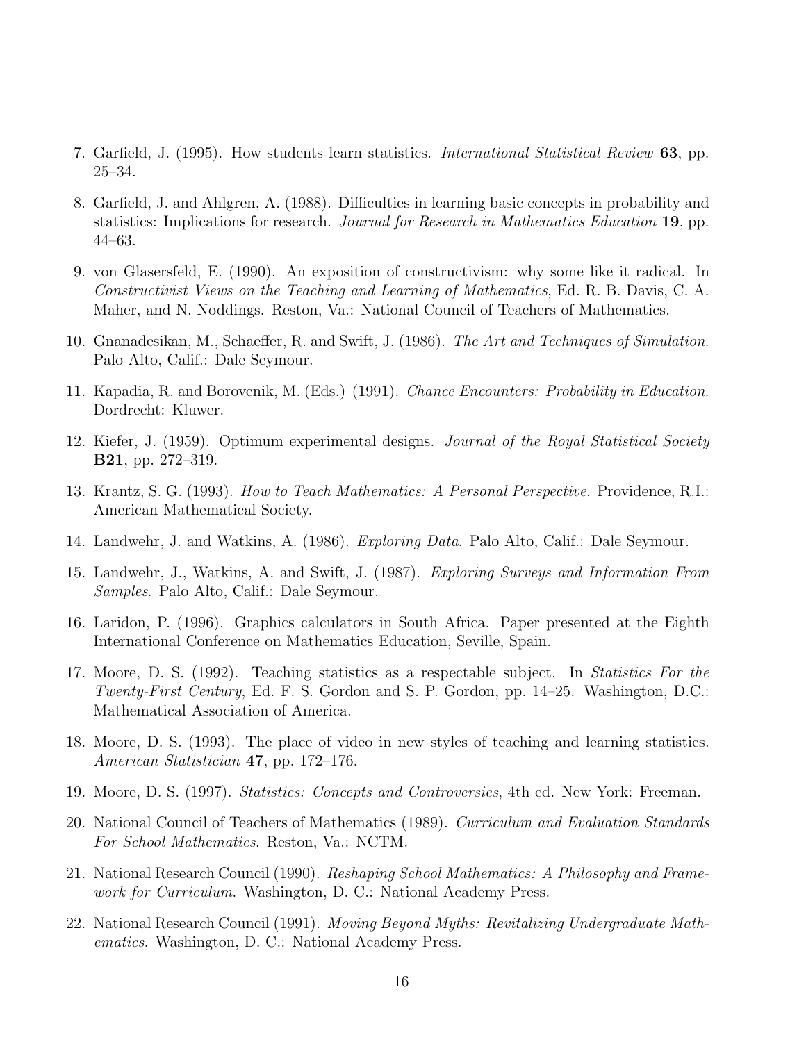7. Garfield, J. (1995). How students learn statistics. *International Statistical Review* **63**, pp. 25–34.

8. Garfield, J. and Ahlgren, A. (1988). Difficulties in learning basic concepts in probability and statistics: Implications for research. *Journal for Research in Mathematics Education* **19**, pp. 44–63.

9. von Glasersfeld, E. (1990). An exposition of constructivism: why some like it radical. In *Constructivist Views on the Teaching and Learning of Mathematics*, Ed. R. B. Davis, C. A. Maher, and N. Noddings. Reston, Va.: National Council of Teachers of Mathematics.

10. Gnanadesikan, M., Schaeffer, R. and Swift, J. (1986). *The Art and Techniques of Simulation*. Palo Alto, Calif.: Dale Seymour.

11. Kapadia, R. and Borovcnik, M. (Eds.) (1991). *Chance Encounters: Probability in Education*. Dordrecht: Kluwer.

12. Kiefer, J. (1959). Optimum experimental designs. *Journal of the Royal Statistical Society* **B21**, pp. 272–319.

13. Krantz, S. G. (1993). *How to Teach Mathematics: A Personal Perspective*. Providence, R.I.: American Mathematical Society.

14. Landwehr, J. and Watkins, A. (1986). *Exploring Data*. Palo Alto, Calif.: Dale Seymour.

15. Landwehr, J., Watkins, A. and Swift, J. (1987). *Exploring Surveys and Information From Samples*. Palo Alto, Calif.: Dale Seymour.

16. Laridon, P. (1996). Graphics calculators in South Africa. Paper presented at the Eighth International Conference on Mathematics Education, Seville, Spain.

17. Moore, D. S. (1992). Teaching statistics as a respectable subject. In *Statistics For the Twenty-First Century*, Ed. F. S. Gordon and S. P. Gordon, pp. 14–25. Washington, D.C.: Mathematical Association of America.

18. Moore, D. S. (1993). The place of video in new styles of teaching and learning statistics. *American Statistician* **47**, pp. 172–176.

19. Moore, D. S. (1997). *Statistics: Concepts and Controversies*, 4th ed. New York: Freeman.

20. National Council of Teachers of Mathematics (1989). *Curriculum and Evaluation Standards For School Mathematics*. Reston, Va.: NCTM.

21. National Research Council (1990). *Reshaping School Mathematics: A Philosophy and Framework for Curriculum*. Washington, D. C.: National Academy Press.

22. National Research Council (1991). *Moving Beyond Myths: Revitalizing Undergraduate Mathematics*. Washington, D. C.: National Academy Press.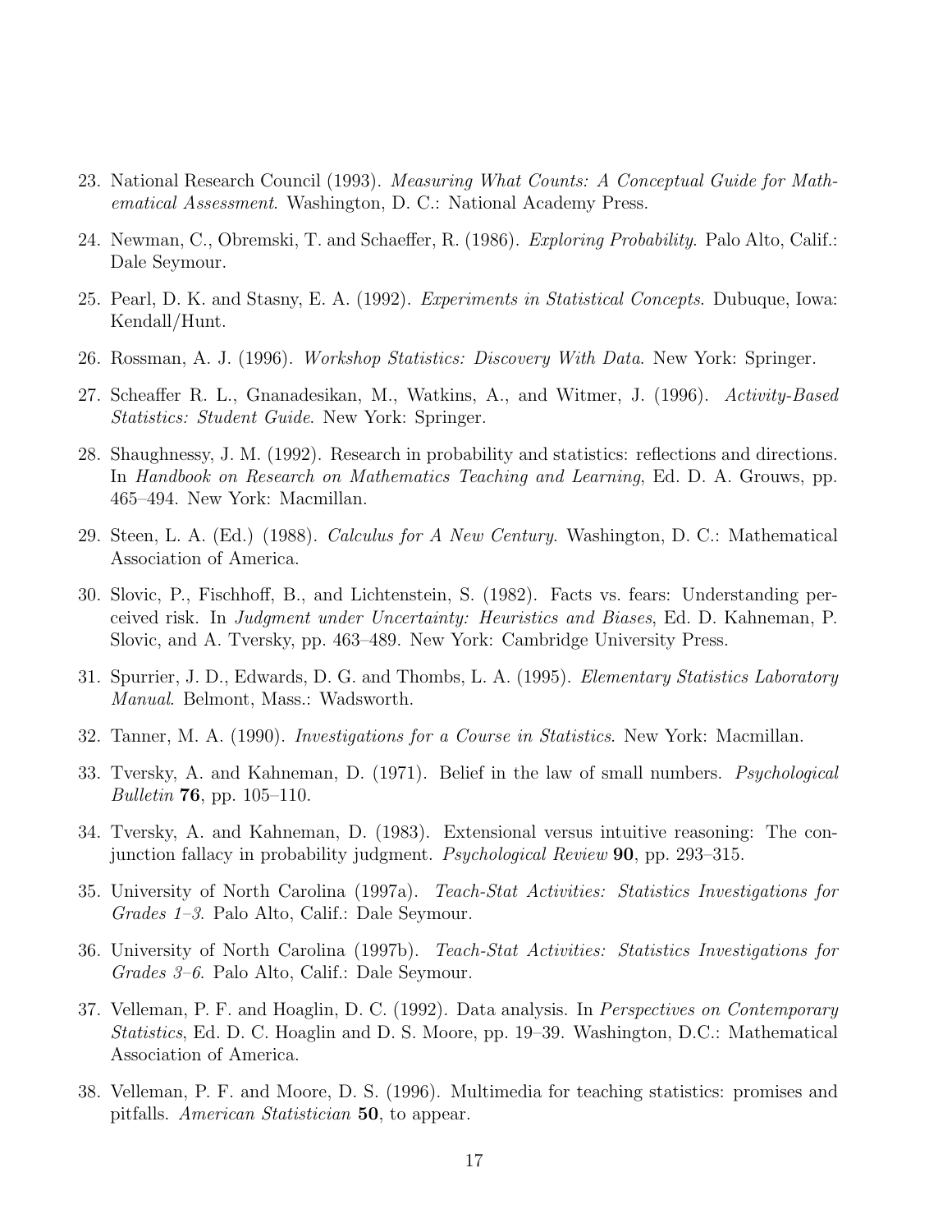23. National Research Council (1993). *Measuring What Counts: A Conceptual Guide for Mathematical Assessment*. Washington, D. C.: National Academy Press.

24. Newman, C., Obremski, T. and Schaeffer, R. (1986). *Exploring Probability*. Palo Alto, Calif.: Dale Seymour.

25. Pearl, D. K. and Stasny, E. A. (1992). *Experiments in Statistical Concepts*. Dubuque, Iowa: Kendall/Hunt.

26. Rossman, A. J. (1996). *Workshop Statistics: Discovery With Data*. New York: Springer.

27. Scheaffer R. L., Gnanadesikan, M., Watkins, A., and Witmer, J. (1996). *Activity-Based Statistics: Student Guide*. New York: Springer.

28. Shaughnessy, J. M. (1992). Research in probability and statistics: reflections and directions. In *Handbook on Research on Mathematics Teaching and Learning*, Ed. D. A. Grouws, pp. 465–494. New York: Macmillan.

29. Steen, L. A. (Ed.) (1988). *Calculus for A New Century*. Washington, D. C.: Mathematical Association of America.

30. Slovic, P., Fischhoff, B., and Lichtenstein, S. (1982). Facts vs. fears: Understanding perceived risk. In *Judgment under Uncertainty: Heuristics and Biases*, Ed. D. Kahneman, P. Slovic, and A. Tversky, pp. 463–489. New York: Cambridge University Press.

31. Spurrier, J. D., Edwards, D. G. and Thombs, L. A. (1995). *Elementary Statistics Laboratory Manual*. Belmont, Mass.: Wadsworth.

32. Tanner, M. A. (1990). *Investigations for a Course in Statistics*. New York: Macmillan.

33. Tversky, A. and Kahneman, D. (1971). Belief in the law of small numbers. *Psychological Bulletin* **76**, pp. 105–110.

34. Tversky, A. and Kahneman, D. (1983). Extensional versus intuitive reasoning: The conjunction fallacy in probability judgment. *Psychological Review* **90**, pp. 293–315.

35. University of North Carolina (1997a). *Teach-Stat Activities: Statistics Investigations for Grades 1–3*. Palo Alto, Calif.: Dale Seymour.

36. University of North Carolina (1997b). *Teach-Stat Activities: Statistics Investigations for Grades 3–6*. Palo Alto, Calif.: Dale Seymour.

37. Velleman, P. F. and Hoaglin, D. C. (1992). Data analysis. In *Perspectives on Contemporary Statistics*, Ed. D. C. Hoaglin and D. S. Moore, pp. 19–39. Washington, D.C.: Mathematical Association of America.

38. Velleman, P. F. and Moore, D. S. (1996). Multimedia for teaching statistics: promises and pitfalls. *American Statistician* **50**, to appear.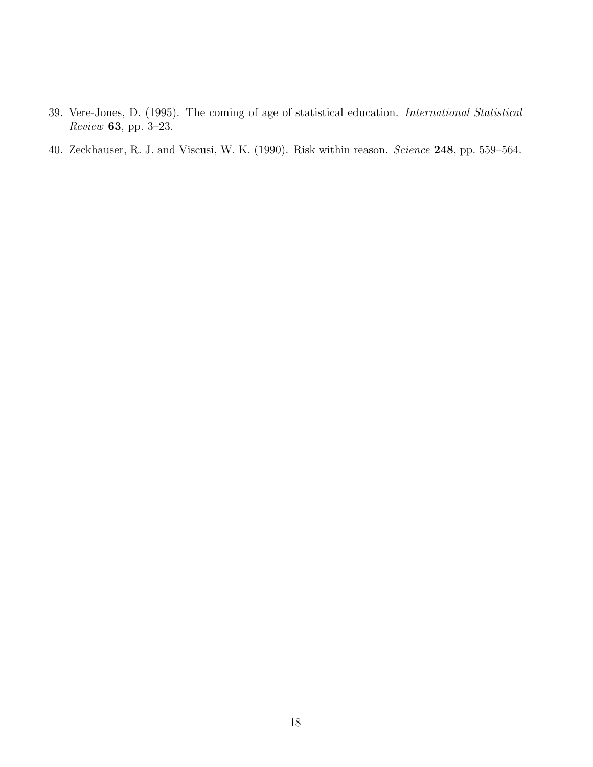39. Vere-Jones, D. (1995). The coming of age of statistical education. *International Statistical Review* **63**, pp. 3–23.

40. Zeckhauser, R. J. and Viscusi, W. K. (1990). Risk within reason. *Science* **248**, pp. 559–564.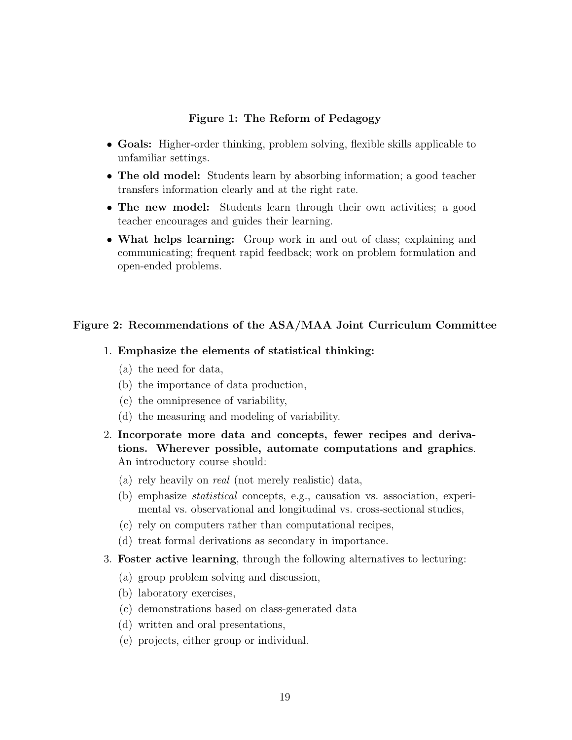**Figure 1: The Reform of Pedagogy**

- **Goals:** Higher-order thinking, problem solving, flexible skills applicable to unfamiliar settings.
- **The old model:** Students learn by absorbing information; a good teacher transfers information clearly and at the right rate.
- **The new model:** Students learn through their own activities; a good teacher encourages and guides their learning.
- **What helps learning:** Group work in and out of class; explaining and communicating; frequent rapid feedback; work on problem formulation and open-ended problems.

**Figure 2: Recommendations of the ASA/MAA Joint Curriculum Committee**

1. **Emphasize the elements of statistical thinking:**
   (a) the need for data,
   (b) the importance of data production,
   (c) the omnipresence of variability,
   (d) the measuring and modeling of variability.
2. **Incorporate more data and concepts, fewer recipes and derivations. Wherever possible, automate computations and graphics**. An introductory course should:
   (a) rely heavily on *real* (not merely realistic) data,
   (b) emphasize *statistical* concepts, e.g., causation vs. association, experimental vs. observational and longitudinal vs. cross-sectional studies,
   (c) rely on computers rather than computational recipes,
   (d) treat formal derivations as secondary in importance.
3. **Foster active learning**, through the following alternatives to lecturing:
   (a) group problem solving and discussion,
   (b) laboratory exercises,
   (c) demonstrations based on class-generated data
   (d) written and oral presentations,
   (e) projects, either group or individual.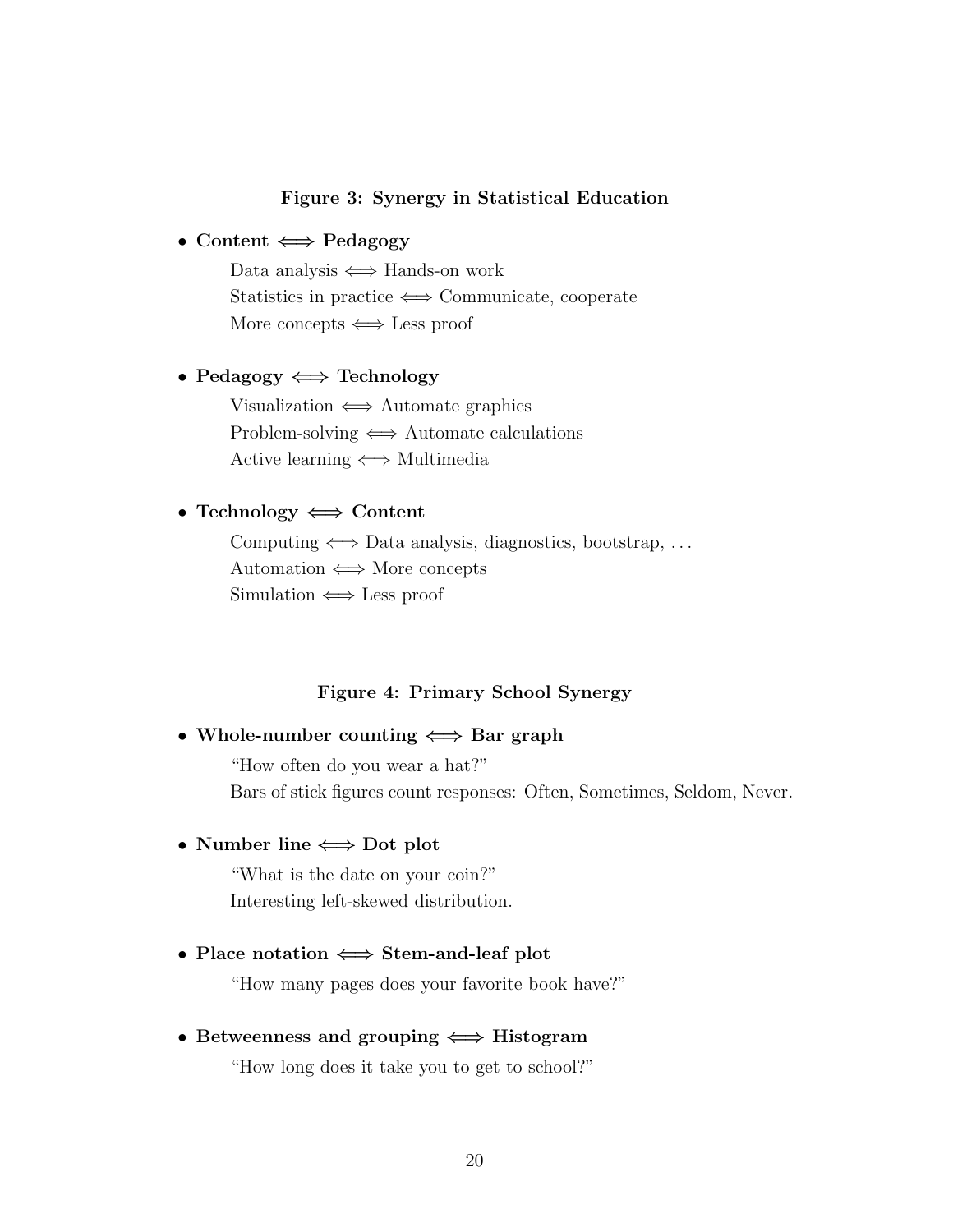**Figure 3: Synergy in Statistical Education**

- **Content $\Longleftrightarrow$ Pedagogy**

  Data analysis $\Longleftrightarrow$ Hands-on work

  Statistics in practice $\Longleftrightarrow$ Communicate, cooperate

  More concepts $\Longleftrightarrow$ Less proof

- **Pedagogy $\Longleftrightarrow$ Technology**

  Visualization $\Longleftrightarrow$ Automate graphics

  Problem-solving $\Longleftrightarrow$ Automate calculations

  Active learning $\Longleftrightarrow$ Multimedia

- **Technology $\Longleftrightarrow$ Content**

  Computing $\Longleftrightarrow$ Data analysis, diagnostics, bootstrap, ...

  Automation $\Longleftrightarrow$ More concepts

  Simulation $\Longleftrightarrow$ Less proof

**Figure 4: Primary School Synergy**

- **Whole-number counting $\Longleftrightarrow$ Bar graph**

  "How often do you wear a hat?"

  Bars of stick figures count responses: Often, Sometimes, Seldom, Never.

- **Number line $\Longleftrightarrow$ Dot plot**

  "What is the date on your coin?"

  Interesting left-skewed distribution.

- **Place notation $\Longleftrightarrow$ Stem-and-leaf plot**

  "How many pages does your favorite book have?"

- **Betweenness and grouping $\Longleftrightarrow$ Histogram**

  "How long does it take you to get to school?"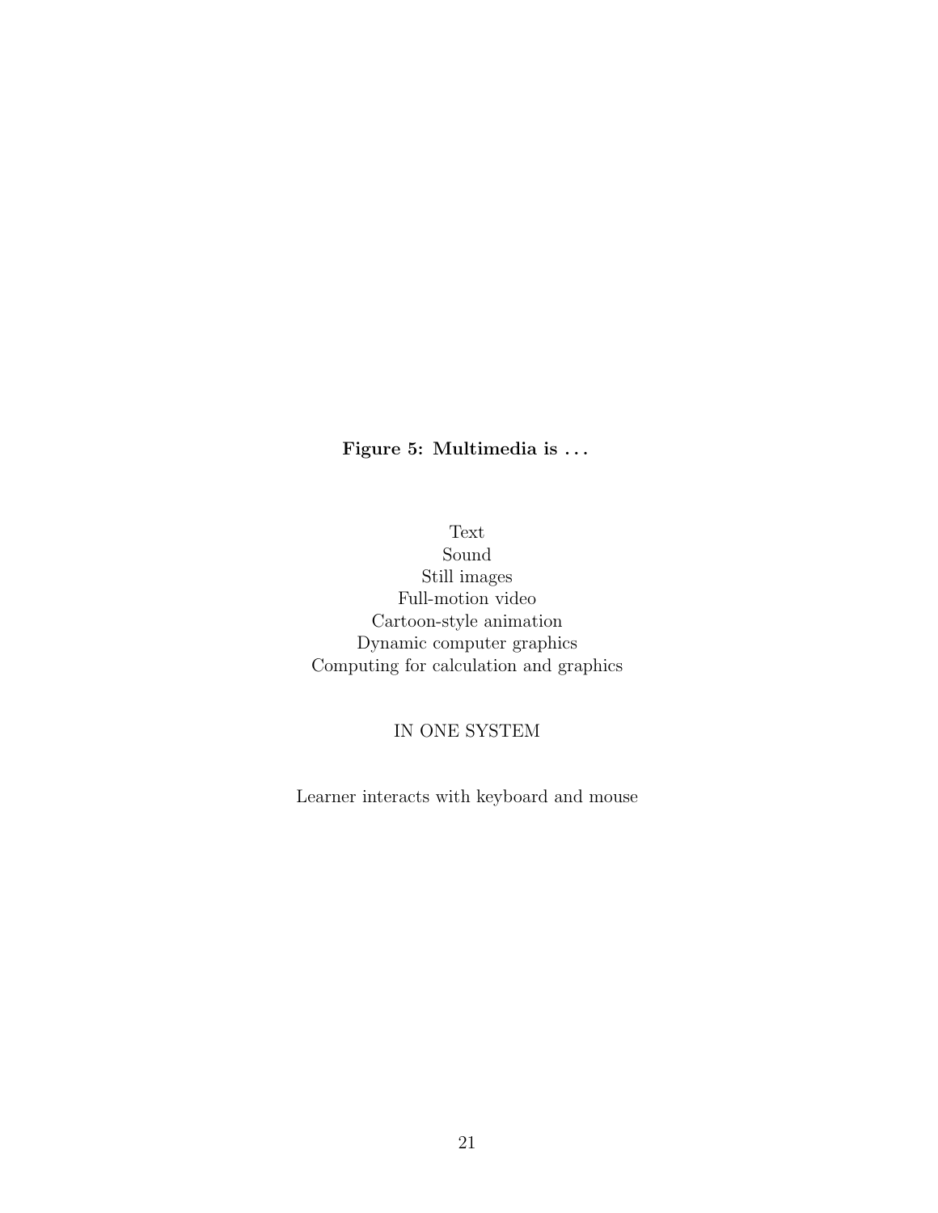**Figure 5: Multimedia is . . .**

Text
Sound
Still images
Full-motion video
Cartoon-style animation
Dynamic computer graphics
Computing for calculation and graphics

IN ONE SYSTEM

Learner interacts with keyboard and mouse